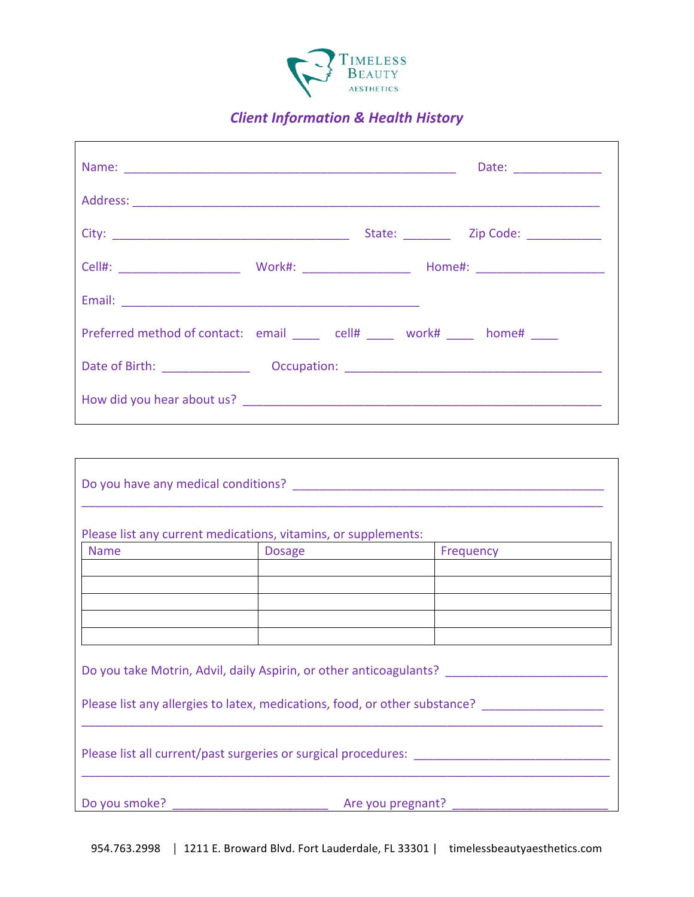# Timeless Beauty Aesthetics

## *Client Information & Health History*

Name: ______________________________________________ Date: ____________

Address: _________________________________________________________________

City: _________________________________ State: _______ Zip Code: ___________

Cell#: __________________ Work#: ________________ Home#: ___________________

Email: ____________________________________________

Preferred method of contact: email ____ cell# ____ work# ____ home# ____

Date of Birth: _____________ Occupation: ______________________________________

How did you hear about us? _______________________________________________

---

Do you have any medical conditions? _______________________________________________
_________________________________________________________________________________

Please list any current medications, vitamins, or supplements:

| Name | Dosage | Frequency |
|---|---|---|
| | | |
| | | |
| | | |
| | | |
| | | |

Do you take Motrin, Advil, daily Aspirin, or other anticoagulants? _______________________

Please list any allergies to latex, medications, food, or other substance? __________________
_________________________________________________________________________________

Please list all current/past surgeries or surgical procedures: ____________________________
_________________________________________________________________________________

Do you smoke? _______________________ Are you pregnant? _______________________

954.763.2998 | 1211 E. Broward Blvd. Fort Lauderdale, FL 33301 | timelessbeautyaesthetics.com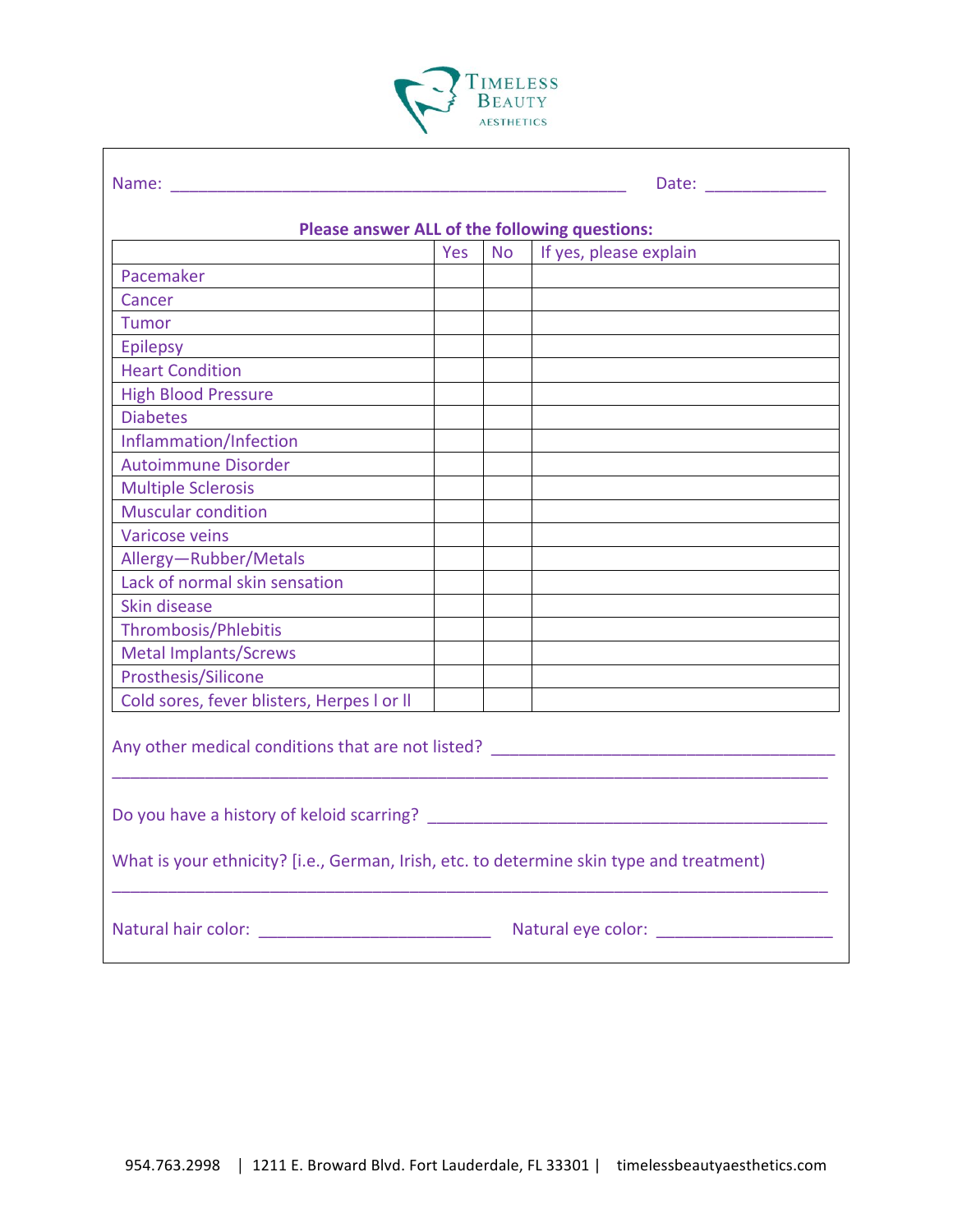# TIMELESS BEAUTY AESTHETICS

Name: ______________________________ Date: ____________

**Please answer ALL of the following questions:**

| | Yes | No | If yes, please explain |
|---|---|---|---|
| Pacemaker | | | |
| Cancer | | | |
| Tumor | | | |
| Epilepsy | | | |
| Heart Condition | | | |
| High Blood Pressure | | | |
| Diabetes | | | |
| Inflammation/Infection | | | |
| Autoimmune Disorder | | | |
| Multiple Sclerosis | | | |
| Muscular condition | | | |
| Varicose veins | | | |
| Allergy—Rubber/Metals | | | |
| Lack of normal skin sensation | | | |
| Skin disease | | | |
| Thrombosis/Phlebitis | | | |
| Metal Implants/Screws | | | |
| Prosthesis/Silicone | | | |
| Cold sores, fever blisters, Herpes I or II | | | |

Any other medical conditions that are not listed? ______________________________

______________________________________________________________________

Do you have a history of keloid scarring? ______________________________

What is your ethnicity? [i.e., German, Irish, etc. to determine skin type and treatment)

______________________________________________________________________

Natural hair color: ____________________ Natural eye color: ________________

954.763.2998 | 1211 E. Broward Blvd. Fort Lauderdale, FL 33301 | timelessbeautyaesthetics.com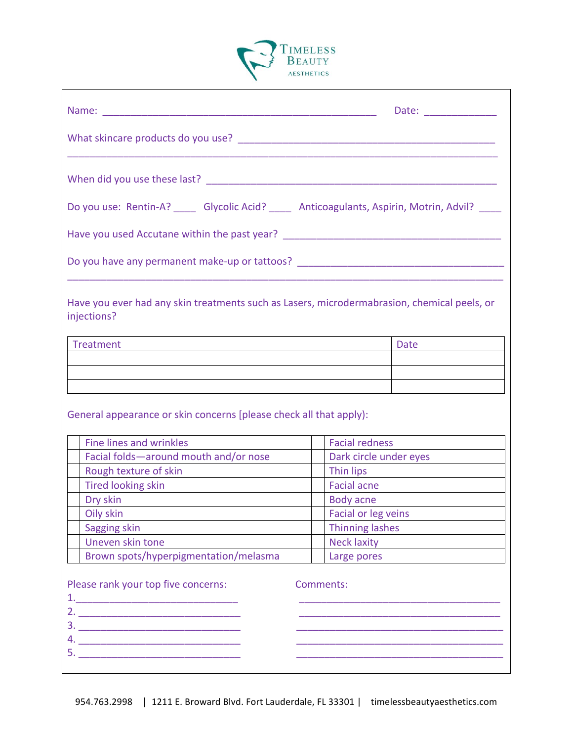# Timeless Beauty Aesthetics

Name: ______________________________________________ Date: ____________

What skincare products do you use? ___________________________________________
_____________________________________________________________________________

When did you use these last? _________________________________________________

Do you use: Rentin-A? ____ Glycolic Acid? ____ Anticoagulants, Aspirin, Motrin, Advil? ____

Have you used Accutane within the past year? _____________________________________

Do you have any permanent make-up or tattoos? __________________________________
_____________________________________________________________________________

Have you ever had any skin treatments such as Lasers, microdermabrasion, chemical peels, or injections?

| Treatment | Date |
|---|---|
| | |
| | |
| | |

General appearance or skin concerns [please check all that apply):

| | | | |
|---|---|---|---|
| | Fine lines and wrinkles | | Facial redness |
| | Facial folds—around mouth and/or nose | | Dark circle under eyes |
| | Rough texture of skin | | Thin lips |
| | Tired looking skin | | Facial acne |
| | Dry skin | | Body acne |
| | Oily skin | | Facial or leg veins |
| | Sagging skin | | Thinning lashes |
| | Uneven skin tone | | Neck laxity |
| | Brown spots/hyperpigmentation/melasma | | Large pores |

Please rank your top five concerns:

1. ____________________________
2. ____________________________
3. ____________________________
4. ____________________________
5. ____________________________

Comments:

____________________________________
____________________________________
____________________________________
____________________________________
____________________________________

954.763.2998 | 1211 E. Broward Blvd. Fort Lauderdale, FL 33301 | timelessbeautyaesthetics.com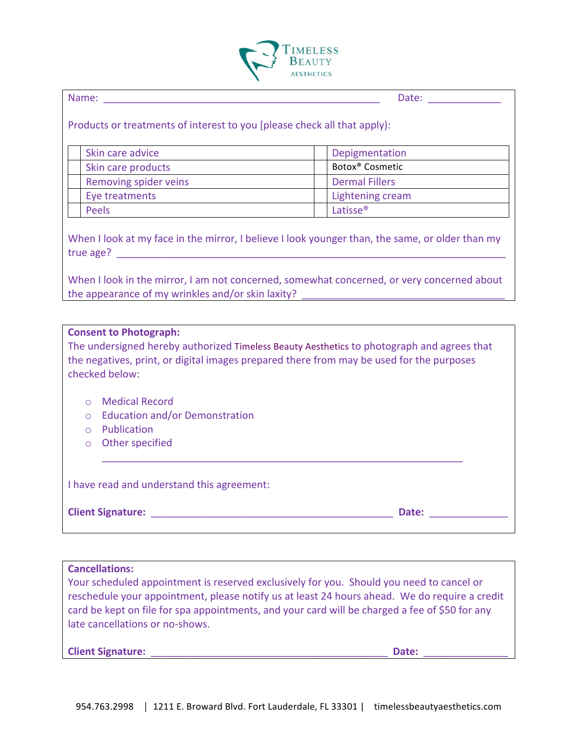Timeless Beauty Aesthetics

Name: ________________________________________________ Date: ____________

Products or treatments of interest to you [please check all that apply):

| | | | |
|---|---|---|---|
| | Skin care advice | | Depigmentation |
| | Skin care products | | Botox® Cosmetic |
| | Removing spider veins | | Dermal Fillers |
| | Eye treatments | | Lightening cream |
| | Peels | | Latisse® |

When I look at my face in the mirror, I believe I look younger than, the same, or older than my true age? ______________________________________________________________

When I look in the mirror, I am not concerned, somewhat concerned, or very concerned about the appearance of my wrinkles and/or skin laxity? ________________________________

**Consent to Photograph:**
The undersigned hereby authorized Timeless Beauty Aesthetics to photograph and agrees that the negatives, print, or digital images prepared there from may be used for the purposes checked below:

- Medical Record
- Education and/or Demonstration
- Publication
- Other specified
  ______________________________________________________________

I have read and understand this agreement:

**Client Signature:** ________________________________________ **Date:** _____________

**Cancellations:**
Your scheduled appointment is reserved exclusively for you. Should you need to cancel or reschedule your appointment, please notify us at least 24 hours ahead. We do require a credit card be kept on file for spa appointments, and your card will be charged a fee of $50 for any late cancellations or no-shows.

**Client Signature:** ________________________________________ **Date:** ______________

954.763.2998 | 1211 E. Broward Blvd. Fort Lauderdale, FL 33301 | timelessbeautyaesthetics.com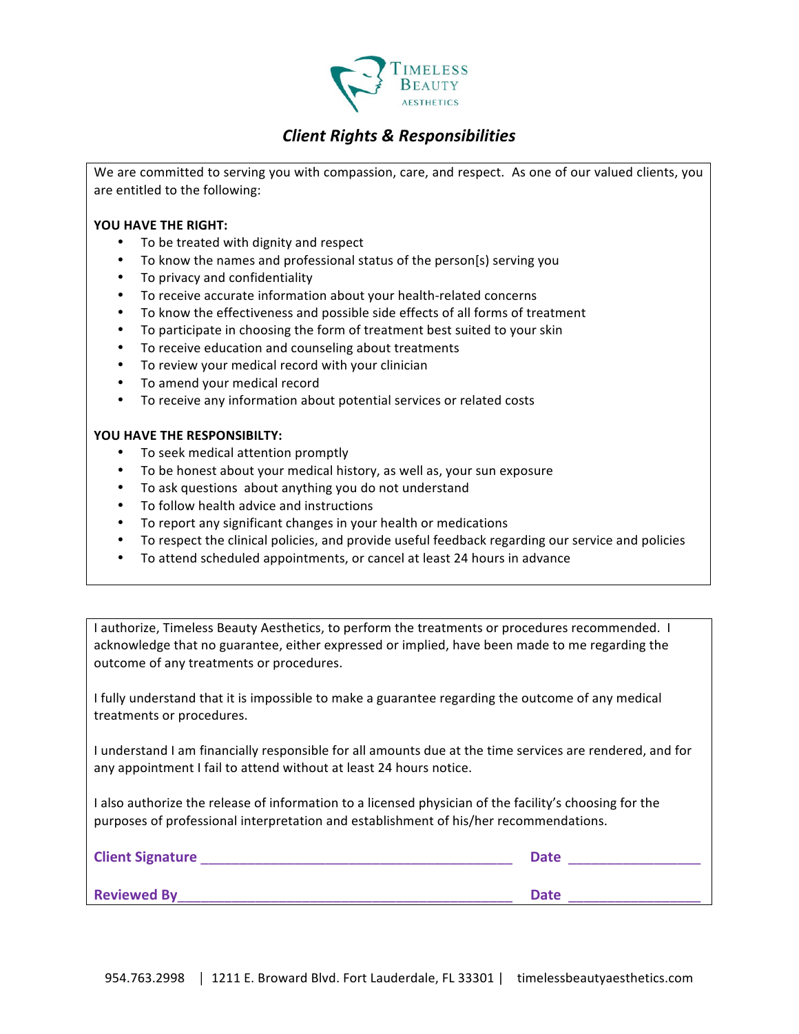TIMELESS BEAUTY AESTHETICS

## *Client Rights & Responsibilities*

We are committed to serving you with compassion, care, and respect. As one of our valued clients, you are entitled to the following:

**YOU HAVE THE RIGHT:**

- To be treated with dignity and respect
- To know the names and professional status of the person[s] serving you
- To privacy and confidentiality
- To receive accurate information about your health-related concerns
- To know the effectiveness and possible side effects of all forms of treatment
- To participate in choosing the form of treatment best suited to your skin
- To receive education and counseling about treatments
- To review your medical record with your clinician
- To amend your medical record
- To receive any information about potential services or related costs

**YOU HAVE THE RESPONSIBILTY:**

- To seek medical attention promptly
- To be honest about your medical history, as well as, your sun exposure
- To ask questions about anything you do not understand
- To follow health advice and instructions
- To report any significant changes in your health or medications
- To respect the clinical policies, and provide useful feedback regarding our service and policies
- To attend scheduled appointments, or cancel at least 24 hours in advance

I authorize, Timeless Beauty Aesthetics, to perform the treatments or procedures recommended. I acknowledge that no guarantee, either expressed or implied, have been made to me regarding the outcome of any treatments or procedures.

I fully understand that it is impossible to make a guarantee regarding the outcome of any medical treatments or procedures.

I understand I am financially responsible for all amounts due at the time services are rendered, and for any appointment I fail to attend without at least 24 hours notice.

I also authorize the release of information to a licensed physician of the facility's choosing for the purposes of professional interpretation and establishment of his/her recommendations.

**Client Signature** ________________________________________ **Date** ________________

**Reviewed By**____________________________________________ **Date** ________________

954.763.2998 | 1211 E. Broward Blvd. Fort Lauderdale, FL 33301 | timelessbeautyaesthetics.com